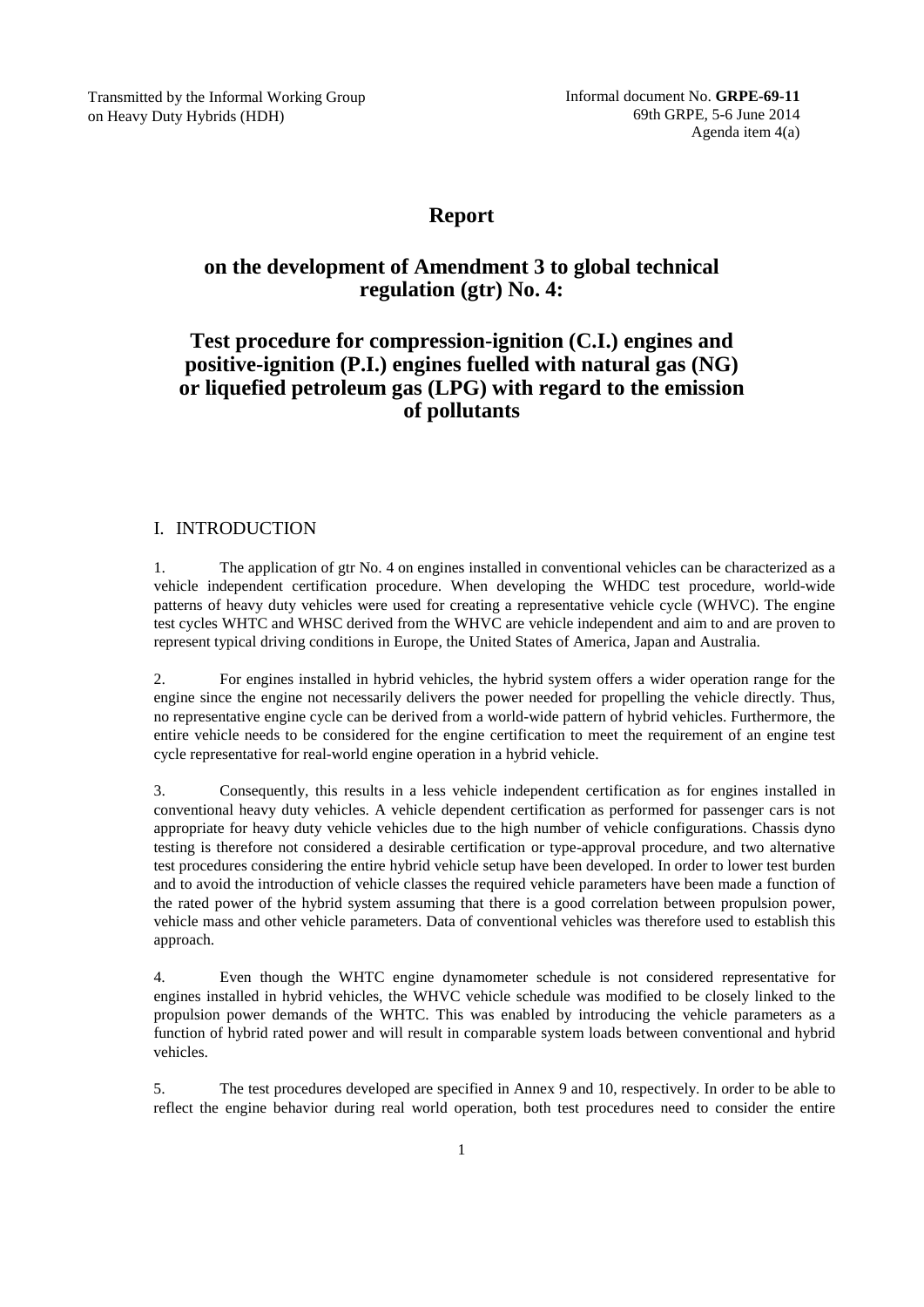Transmitted by the Informal Working Group on Heavy Duty Hybrids (HDH)

Informal document No. **GRPE-69-11**
69th GRPE, 5-6 June 2014
Agenda item 4(a)

# Report

## on the development of Amendment 3 to global technical regulation (gtr) No. 4:

## Test procedure for compression-ignition (C.I.) engines and positive-ignition (P.I.) engines fuelled with natural gas (NG) or liquefied petroleum gas (LPG) with regard to the emission of pollutants

## I. INTRODUCTION

1. The application of gtr No. 4 on engines installed in conventional vehicles can be characterized as a vehicle independent certification procedure. When developing the WHDC test procedure, world-wide patterns of heavy duty vehicles were used for creating a representative vehicle cycle (WHVC). The engine test cycles WHTC and WHSC derived from the WHVC are vehicle independent and aim to and are proven to represent typical driving conditions in Europe, the United States of America, Japan and Australia.

2. For engines installed in hybrid vehicles, the hybrid system offers a wider operation range for the engine since the engine not necessarily delivers the power needed for propelling the vehicle directly. Thus, no representative engine cycle can be derived from a world-wide pattern of hybrid vehicles. Furthermore, the entire vehicle needs to be considered for the engine certification to meet the requirement of an engine test cycle representative for real-world engine operation in a hybrid vehicle.

3. Consequently, this results in a less vehicle independent certification as for engines installed in conventional heavy duty vehicles. A vehicle dependent certification as performed for passenger cars is not appropriate for heavy duty vehicle vehicles due to the high number of vehicle configurations. Chassis dyno testing is therefore not considered a desirable certification or type-approval procedure, and two alternative test procedures considering the entire hybrid vehicle setup have been developed. In order to lower test burden and to avoid the introduction of vehicle classes the required vehicle parameters have been made a function of the rated power of the hybrid system assuming that there is a good correlation between propulsion power, vehicle mass and other vehicle parameters. Data of conventional vehicles was therefore used to establish this approach.

4. Even though the WHTC engine dynamometer schedule is not considered representative for engines installed in hybrid vehicles, the WHVC vehicle schedule was modified to be closely linked to the propulsion power demands of the WHTC. This was enabled by introducing the vehicle parameters as a function of hybrid rated power and will result in comparable system loads between conventional and hybrid vehicles.

5. The test procedures developed are specified in Annex 9 and 10, respectively. In order to be able to reflect the engine behavior during real world operation, both test procedures need to consider the entire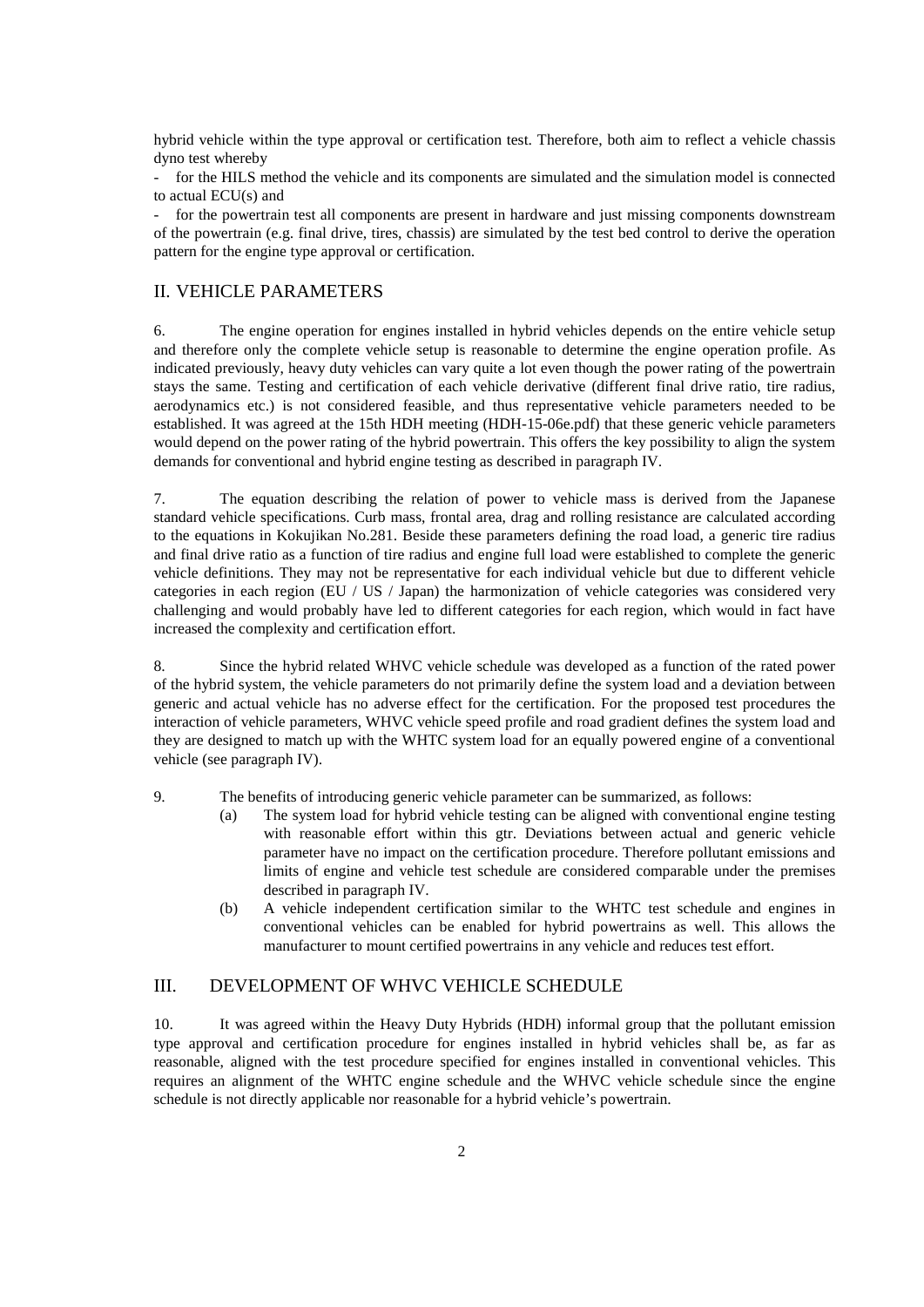hybrid vehicle within the type approval or certification test. Therefore, both aim to reflect a vehicle chassis dyno test whereby

- for the HILS method the vehicle and its components are simulated and the simulation model is connected to actual ECU(s) and
- for the powertrain test all components are present in hardware and just missing components downstream of the powertrain (e.g. final drive, tires, chassis) are simulated by the test bed control to derive the operation pattern for the engine type approval or certification.

## II. VEHICLE PARAMETERS

6. The engine operation for engines installed in hybrid vehicles depends on the entire vehicle setup and therefore only the complete vehicle setup is reasonable to determine the engine operation profile. As indicated previously, heavy duty vehicles can vary quite a lot even though the power rating of the powertrain stays the same. Testing and certification of each vehicle derivative (different final drive ratio, tire radius, aerodynamics etc.) is not considered feasible, and thus representative vehicle parameters needed to be established. It was agreed at the 15th HDH meeting (HDH-15-06e.pdf) that these generic vehicle parameters would depend on the power rating of the hybrid powertrain. This offers the key possibility to align the system demands for conventional and hybrid engine testing as described in paragraph IV.

7. The equation describing the relation of power to vehicle mass is derived from the Japanese standard vehicle specifications. Curb mass, frontal area, drag and rolling resistance are calculated according to the equations in Kokujikan No.281. Beside these parameters defining the road load, a generic tire radius and final drive ratio as a function of tire radius and engine full load were established to complete the generic vehicle definitions. They may not be representative for each individual vehicle but due to different vehicle categories in each region (EU / US / Japan) the harmonization of vehicle categories was considered very challenging and would probably have led to different categories for each region, which would in fact have increased the complexity and certification effort.

8. Since the hybrid related WHVC vehicle schedule was developed as a function of the rated power of the hybrid system, the vehicle parameters do not primarily define the system load and a deviation between generic and actual vehicle has no adverse effect for the certification. For the proposed test procedures the interaction of vehicle parameters, WHVC vehicle speed profile and road gradient defines the system load and they are designed to match up with the WHTC system load for an equally powered engine of a conventional vehicle (see paragraph IV).

9. The benefits of introducing generic vehicle parameter can be summarized, as follows:

   (a) The system load for hybrid vehicle testing can be aligned with conventional engine testing with reasonable effort within this gtr. Deviations between actual and generic vehicle parameter have no impact on the certification procedure. Therefore pollutant emissions and limits of engine and vehicle test schedule are considered comparable under the premises described in paragraph IV.

   (b) A vehicle independent certification similar to the WHTC test schedule and engines in conventional vehicles can be enabled for hybrid powertrains as well. This allows the manufacturer to mount certified powertrains in any vehicle and reduces test effort.

## III. DEVELOPMENT OF WHVC VEHICLE SCHEDULE

10. It was agreed within the Heavy Duty Hybrids (HDH) informal group that the pollutant emission type approval and certification procedure for engines installed in hybrid vehicles shall be, as far as reasonable, aligned with the test procedure specified for engines installed in conventional vehicles. This requires an alignment of the WHTC engine schedule and the WHVC vehicle schedule since the engine schedule is not directly applicable nor reasonable for a hybrid vehicle's powertrain.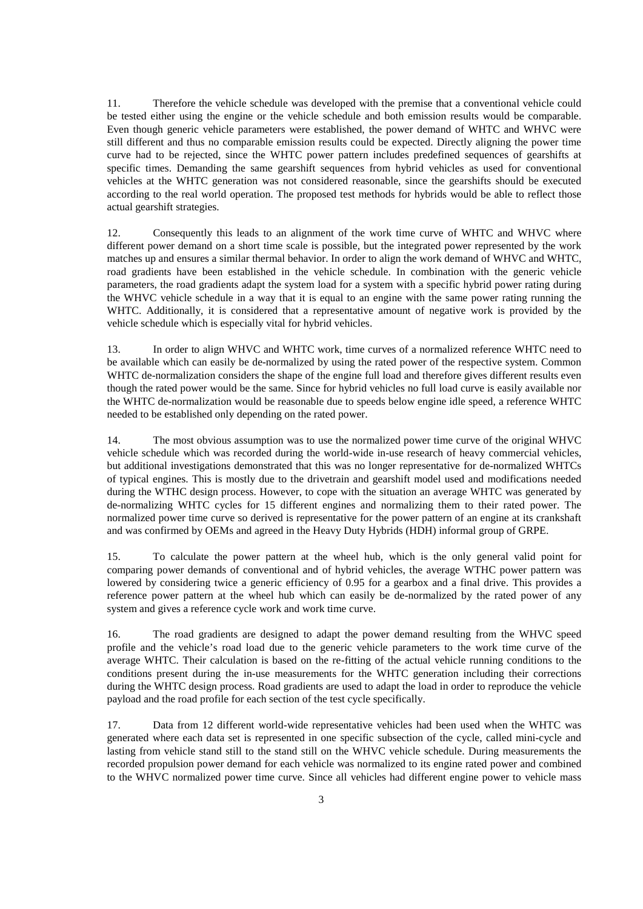11. Therefore the vehicle schedule was developed with the premise that a conventional vehicle could be tested either using the engine or the vehicle schedule and both emission results would be comparable. Even though generic vehicle parameters were established, the power demand of WHTC and WHVC were still different and thus no comparable emission results could be expected. Directly aligning the power time curve had to be rejected, since the WHTC power pattern includes predefined sequences of gearshifts at specific times. Demanding the same gearshift sequences from hybrid vehicles as used for conventional vehicles at the WHTC generation was not considered reasonable, since the gearshifts should be executed according to the real world operation. The proposed test methods for hybrids would be able to reflect those actual gearshift strategies.

12. Consequently this leads to an alignment of the work time curve of WHTC and WHVC where different power demand on a short time scale is possible, but the integrated power represented by the work matches up and ensures a similar thermal behavior. In order to align the work demand of WHVC and WHTC, road gradients have been established in the vehicle schedule. In combination with the generic vehicle parameters, the road gradients adapt the system load for a system with a specific hybrid power rating during the WHVC vehicle schedule in a way that it is equal to an engine with the same power rating running the WHTC. Additionally, it is considered that a representative amount of negative work is provided by the vehicle schedule which is especially vital for hybrid vehicles.

13. In order to align WHVC and WHTC work, time curves of a normalized reference WHTC need to be available which can easily be de-normalized by using the rated power of the respective system. Common WHTC de-normalization considers the shape of the engine full load and therefore gives different results even though the rated power would be the same. Since for hybrid vehicles no full load curve is easily available nor the WHTC de-normalization would be reasonable due to speeds below engine idle speed, a reference WHTC needed to be established only depending on the rated power.

14. The most obvious assumption was to use the normalized power time curve of the original WHVC vehicle schedule which was recorded during the world-wide in-use research of heavy commercial vehicles, but additional investigations demonstrated that this was no longer representative for de-normalized WHTCs of typical engines. This is mostly due to the drivetrain and gearshift model used and modifications needed during the WTHC design process. However, to cope with the situation an average WHTC was generated by de-normalizing WHTC cycles for 15 different engines and normalizing them to their rated power. The normalized power time curve so derived is representative for the power pattern of an engine at its crankshaft and was confirmed by OEMs and agreed in the Heavy Duty Hybrids (HDH) informal group of GRPE.

15. To calculate the power pattern at the wheel hub, which is the only general valid point for comparing power demands of conventional and of hybrid vehicles, the average WTHC power pattern was lowered by considering twice a generic efficiency of 0.95 for a gearbox and a final drive. This provides a reference power pattern at the wheel hub which can easily be de-normalized by the rated power of any system and gives a reference cycle work and work time curve.

16. The road gradients are designed to adapt the power demand resulting from the WHVC speed profile and the vehicle's road load due to the generic vehicle parameters to the work time curve of the average WHTC. Their calculation is based on the re-fitting of the actual vehicle running conditions to the conditions present during the in-use measurements for the WHTC generation including their corrections during the WHTC design process. Road gradients are used to adapt the load in order to reproduce the vehicle payload and the road profile for each section of the test cycle specifically.

17. Data from 12 different world-wide representative vehicles had been used when the WHTC was generated where each data set is represented in one specific subsection of the cycle, called mini-cycle and lasting from vehicle stand still to the stand still on the WHVC vehicle schedule. During measurements the recorded propulsion power demand for each vehicle was normalized to its engine rated power and combined to the WHVC normalized power time curve. Since all vehicles had different engine power to vehicle mass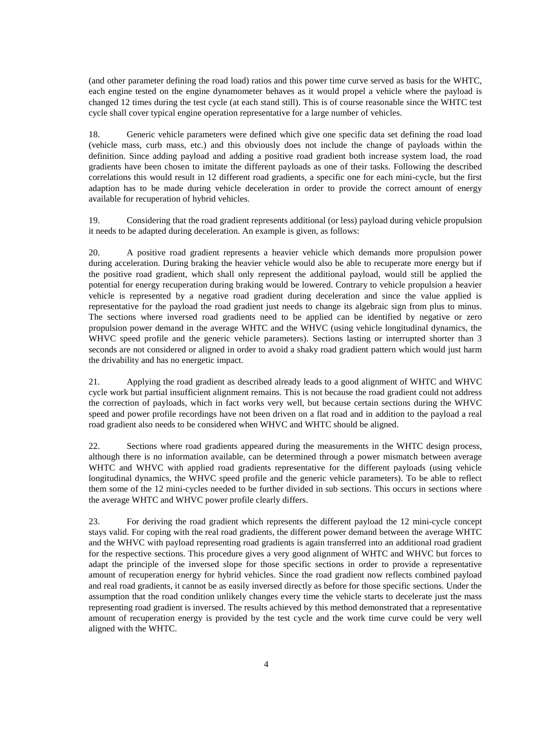(and other parameter defining the road load) ratios and this power time curve served as basis for the WHTC, each engine tested on the engine dynamometer behaves as it would propel a vehicle where the payload is changed 12 times during the test cycle (at each stand still). This is of course reasonable since the WHTC test cycle shall cover typical engine operation representative for a large number of vehicles.

18. Generic vehicle parameters were defined which give one specific data set defining the road load (vehicle mass, curb mass, etc.) and this obviously does not include the change of payloads within the definition. Since adding payload and adding a positive road gradient both increase system load, the road gradients have been chosen to imitate the different payloads as one of their tasks. Following the described correlations this would result in 12 different road gradients, a specific one for each mini-cycle, but the first adaption has to be made during vehicle deceleration in order to provide the correct amount of energy available for recuperation of hybrid vehicles.

19. Considering that the road gradient represents additional (or less) payload during vehicle propulsion it needs to be adapted during deceleration. An example is given, as follows:

20. A positive road gradient represents a heavier vehicle which demands more propulsion power during acceleration. During braking the heavier vehicle would also be able to recuperate more energy but if the positive road gradient, which shall only represent the additional payload, would still be applied the potential for energy recuperation during braking would be lowered. Contrary to vehicle propulsion a heavier vehicle is represented by a negative road gradient during deceleration and since the value applied is representative for the payload the road gradient just needs to change its algebraic sign from plus to minus. The sections where inversed road gradients need to be applied can be identified by negative or zero propulsion power demand in the average WHTC and the WHVC (using vehicle longitudinal dynamics, the WHVC speed profile and the generic vehicle parameters). Sections lasting or interrupted shorter than 3 seconds are not considered or aligned in order to avoid a shaky road gradient pattern which would just harm the drivability and has no energetic impact.

21. Applying the road gradient as described already leads to a good alignment of WHTC and WHVC cycle work but partial insufficient alignment remains. This is not because the road gradient could not address the correction of payloads, which in fact works very well, but because certain sections during the WHVC speed and power profile recordings have not been driven on a flat road and in addition to the payload a real road gradient also needs to be considered when WHVC and WHTC should be aligned.

22. Sections where road gradients appeared during the measurements in the WHTC design process, although there is no information available, can be determined through a power mismatch between average WHTC and WHVC with applied road gradients representative for the different payloads (using vehicle longitudinal dynamics, the WHVC speed profile and the generic vehicle parameters). To be able to reflect them some of the 12 mini-cycles needed to be further divided in sub sections. This occurs in sections where the average WHTC and WHVC power profile clearly differs.

23. For deriving the road gradient which represents the different payload the 12 mini-cycle concept stays valid. For coping with the real road gradients, the different power demand between the average WHTC and the WHVC with payload representing road gradients is again transferred into an additional road gradient for the respective sections. This procedure gives a very good alignment of WHTC and WHVC but forces to adapt the principle of the inversed slope for those specific sections in order to provide a representative amount of recuperation energy for hybrid vehicles. Since the road gradient now reflects combined payload and real road gradients, it cannot be as easily inversed directly as before for those specific sections. Under the assumption that the road condition unlikely changes every time the vehicle starts to decelerate just the mass representing road gradient is inversed. The results achieved by this method demonstrated that a representative amount of recuperation energy is provided by the test cycle and the work time curve could be very well aligned with the WHTC.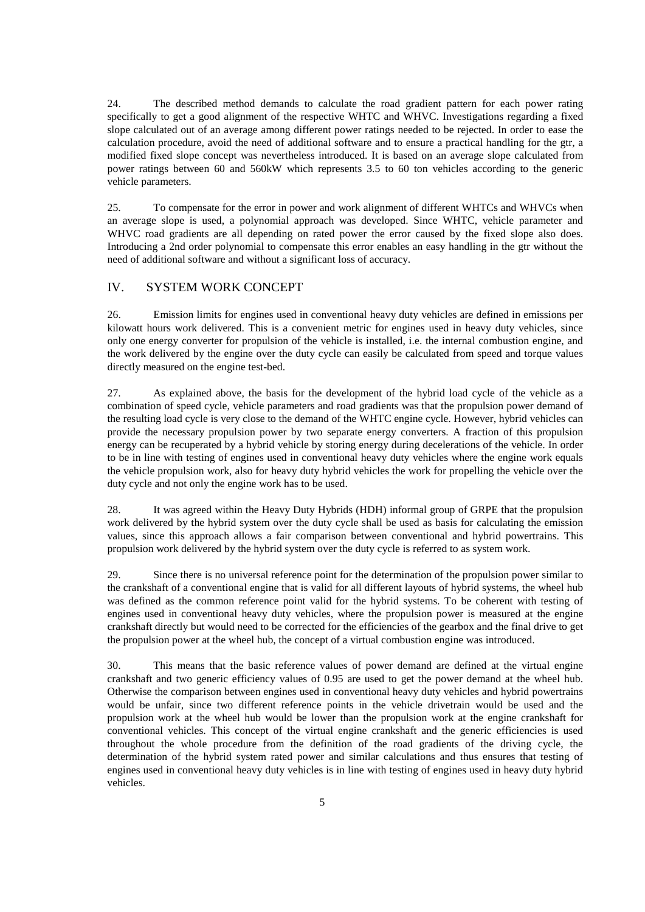24. The described method demands to calculate the road gradient pattern for each power rating specifically to get a good alignment of the respective WHTC and WHVC. Investigations regarding a fixed slope calculated out of an average among different power ratings needed to be rejected. In order to ease the calculation procedure, avoid the need of additional software and to ensure a practical handling for the gtr, a modified fixed slope concept was nevertheless introduced. It is based on an average slope calculated from power ratings between 60 and 560kW which represents 3.5 to 60 ton vehicles according to the generic vehicle parameters.

25. To compensate for the error in power and work alignment of different WHTCs and WHVCs when an average slope is used, a polynomial approach was developed. Since WHTC, vehicle parameter and WHVC road gradients are all depending on rated power the error caused by the fixed slope also does. Introducing a 2nd order polynomial to compensate this error enables an easy handling in the gtr without the need of additional software and without a significant loss of accuracy.

## IV. SYSTEM WORK CONCEPT

26. Emission limits for engines used in conventional heavy duty vehicles are defined in emissions per kilowatt hours work delivered. This is a convenient metric for engines used in heavy duty vehicles, since only one energy converter for propulsion of the vehicle is installed, i.e. the internal combustion engine, and the work delivered by the engine over the duty cycle can easily be calculated from speed and torque values directly measured on the engine test-bed.

27. As explained above, the basis for the development of the hybrid load cycle of the vehicle as a combination of speed cycle, vehicle parameters and road gradients was that the propulsion power demand of the resulting load cycle is very close to the demand of the WHTC engine cycle. However, hybrid vehicles can provide the necessary propulsion power by two separate energy converters. A fraction of this propulsion energy can be recuperated by a hybrid vehicle by storing energy during decelerations of the vehicle. In order to be in line with testing of engines used in conventional heavy duty vehicles where the engine work equals the vehicle propulsion work, also for heavy duty hybrid vehicles the work for propelling the vehicle over the duty cycle and not only the engine work has to be used.

28. It was agreed within the Heavy Duty Hybrids (HDH) informal group of GRPE that the propulsion work delivered by the hybrid system over the duty cycle shall be used as basis for calculating the emission values, since this approach allows a fair comparison between conventional and hybrid powertrains. This propulsion work delivered by the hybrid system over the duty cycle is referred to as system work.

29. Since there is no universal reference point for the determination of the propulsion power similar to the crankshaft of a conventional engine that is valid for all different layouts of hybrid systems, the wheel hub was defined as the common reference point valid for the hybrid systems. To be coherent with testing of engines used in conventional heavy duty vehicles, where the propulsion power is measured at the engine crankshaft directly but would need to be corrected for the efficiencies of the gearbox and the final drive to get the propulsion power at the wheel hub, the concept of a virtual combustion engine was introduced.

30. This means that the basic reference values of power demand are defined at the virtual engine crankshaft and two generic efficiency values of 0.95 are used to get the power demand at the wheel hub. Otherwise the comparison between engines used in conventional heavy duty vehicles and hybrid powertrains would be unfair, since two different reference points in the vehicle drivetrain would be used and the propulsion work at the wheel hub would be lower than the propulsion work at the engine crankshaft for conventional vehicles. This concept of the virtual engine crankshaft and the generic efficiencies is used throughout the whole procedure from the definition of the road gradients of the driving cycle, the determination of the hybrid system rated power and similar calculations and thus ensures that testing of engines used in conventional heavy duty vehicles is in line with testing of engines used in heavy duty hybrid vehicles.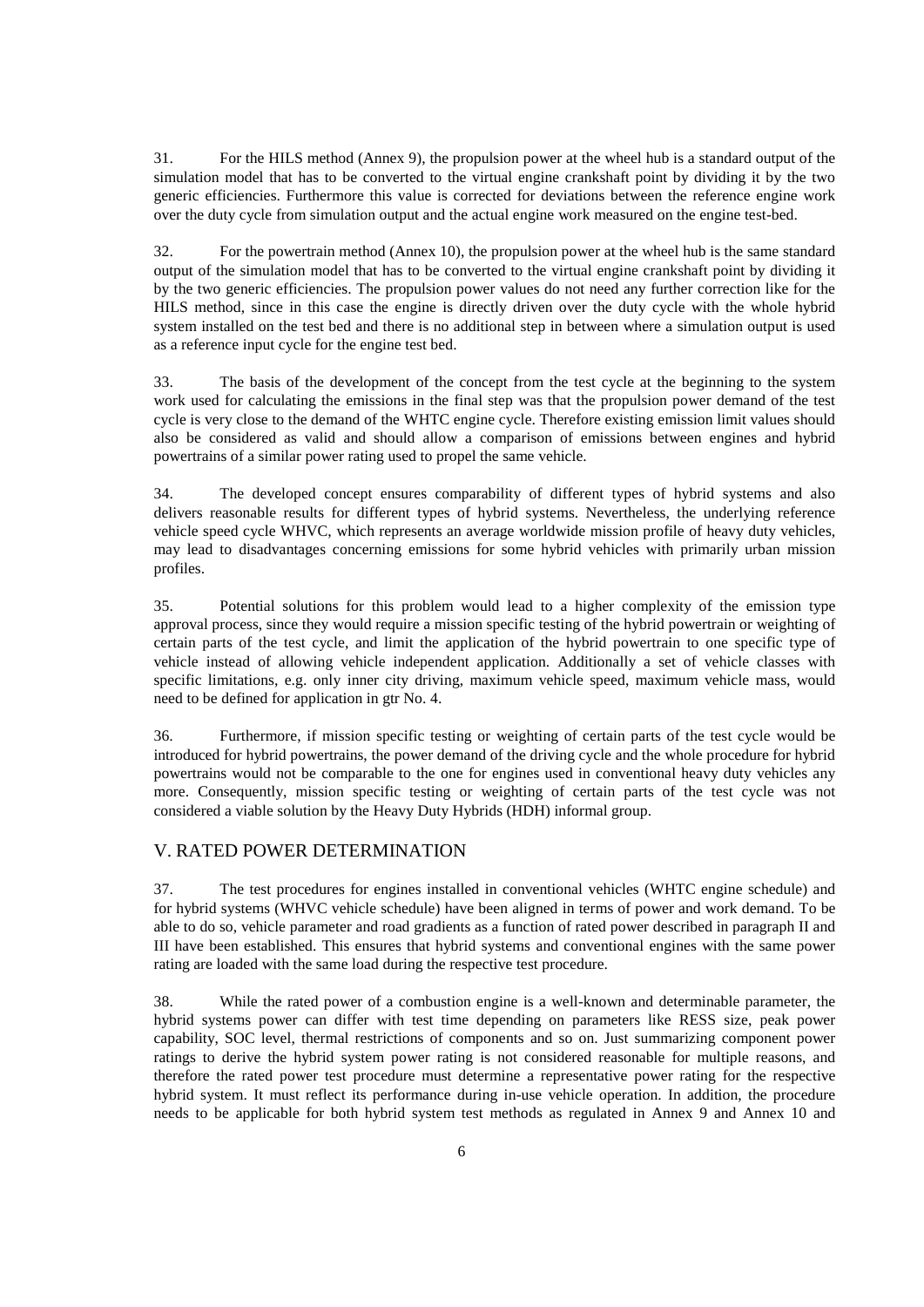31. For the HILS method (Annex 9), the propulsion power at the wheel hub is a standard output of the simulation model that has to be converted to the virtual engine crankshaft point by dividing it by the two generic efficiencies. Furthermore this value is corrected for deviations between the reference engine work over the duty cycle from simulation output and the actual engine work measured on the engine test-bed.

32. For the powertrain method (Annex 10), the propulsion power at the wheel hub is the same standard output of the simulation model that has to be converted to the virtual engine crankshaft point by dividing it by the two generic efficiencies. The propulsion power values do not need any further correction like for the HILS method, since in this case the engine is directly driven over the duty cycle with the whole hybrid system installed on the test bed and there is no additional step in between where a simulation output is used as a reference input cycle for the engine test bed.

33. The basis of the development of the concept from the test cycle at the beginning to the system work used for calculating the emissions in the final step was that the propulsion power demand of the test cycle is very close to the demand of the WHTC engine cycle. Therefore existing emission limit values should also be considered as valid and should allow a comparison of emissions between engines and hybrid powertrains of a similar power rating used to propel the same vehicle.

34. The developed concept ensures comparability of different types of hybrid systems and also delivers reasonable results for different types of hybrid systems. Nevertheless, the underlying reference vehicle speed cycle WHVC, which represents an average worldwide mission profile of heavy duty vehicles, may lead to disadvantages concerning emissions for some hybrid vehicles with primarily urban mission profiles.

35. Potential solutions for this problem would lead to a higher complexity of the emission type approval process, since they would require a mission specific testing of the hybrid powertrain or weighting of certain parts of the test cycle, and limit the application of the hybrid powertrain to one specific type of vehicle instead of allowing vehicle independent application. Additionally a set of vehicle classes with specific limitations, e.g. only inner city driving, maximum vehicle speed, maximum vehicle mass, would need to be defined for application in gtr No. 4.

36. Furthermore, if mission specific testing or weighting of certain parts of the test cycle would be introduced for hybrid powertrains, the power demand of the driving cycle and the whole procedure for hybrid powertrains would not be comparable to the one for engines used in conventional heavy duty vehicles any more. Consequently, mission specific testing or weighting of certain parts of the test cycle was not considered a viable solution by the Heavy Duty Hybrids (HDH) informal group.

## V. RATED POWER DETERMINATION

37. The test procedures for engines installed in conventional vehicles (WHTC engine schedule) and for hybrid systems (WHVC vehicle schedule) have been aligned in terms of power and work demand. To be able to do so, vehicle parameter and road gradients as a function of rated power described in paragraph II and III have been established. This ensures that hybrid systems and conventional engines with the same power rating are loaded with the same load during the respective test procedure.

38. While the rated power of a combustion engine is a well-known and determinable parameter, the hybrid systems power can differ with test time depending on parameters like RESS size, peak power capability, SOC level, thermal restrictions of components and so on. Just summarizing component power ratings to derive the hybrid system power rating is not considered reasonable for multiple reasons, and therefore the rated power test procedure must determine a representative power rating for the respective hybrid system. It must reflect its performance during in-use vehicle operation. In addition, the procedure needs to be applicable for both hybrid system test methods as regulated in Annex 9 and Annex 10 and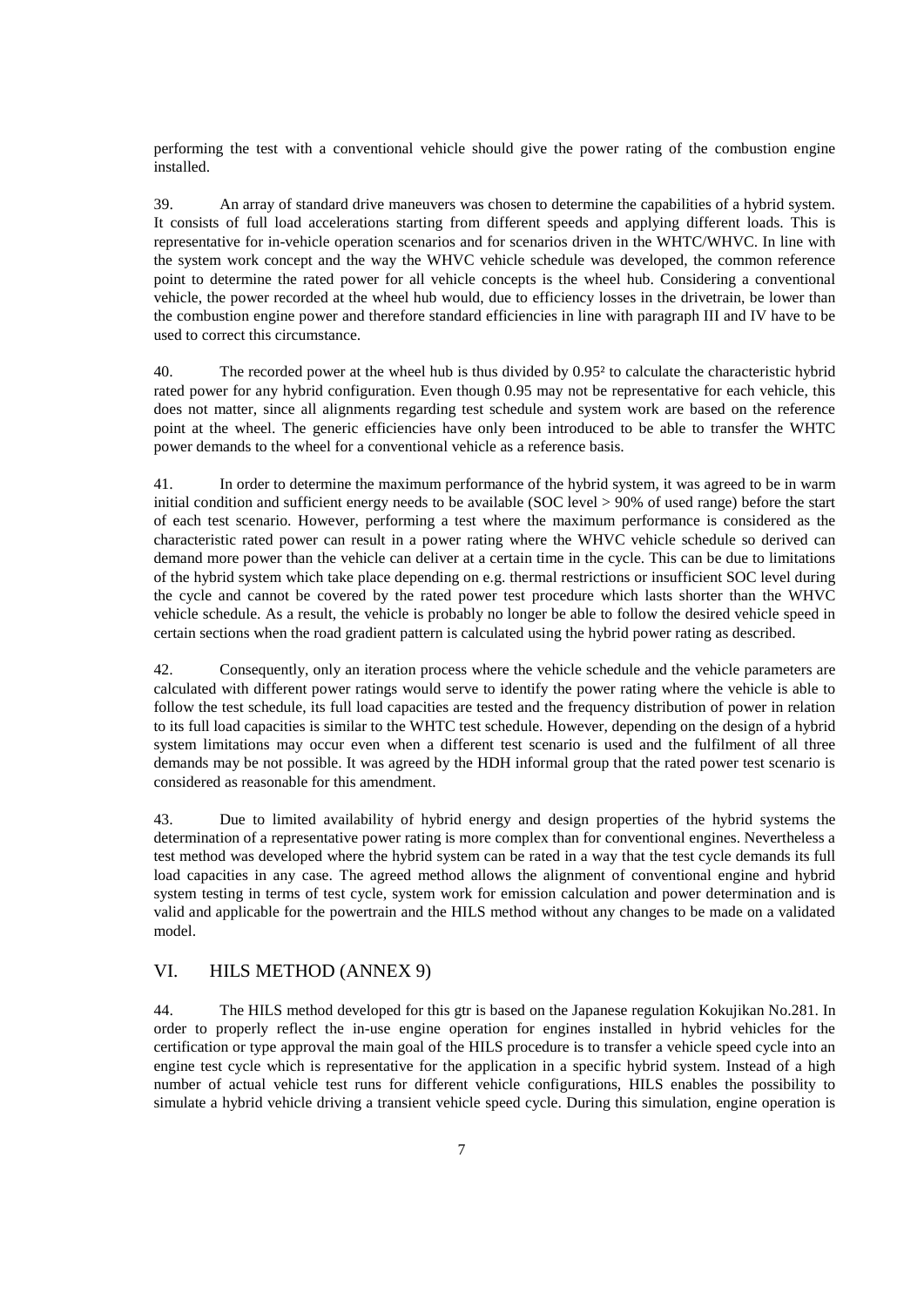performing the test with a conventional vehicle should give the power rating of the combustion engine installed.

39. An array of standard drive maneuvers was chosen to determine the capabilities of a hybrid system. It consists of full load accelerations starting from different speeds and applying different loads. This is representative for in-vehicle operation scenarios and for scenarios driven in the WHTC/WHVC. In line with the system work concept and the way the WHVC vehicle schedule was developed, the common reference point to determine the rated power for all vehicle concepts is the wheel hub. Considering a conventional vehicle, the power recorded at the wheel hub would, due to efficiency losses in the drivetrain, be lower than the combustion engine power and therefore standard efficiencies in line with paragraph III and IV have to be used to correct this circumstance.

40. The recorded power at the wheel hub is thus divided by $0.95^2$ to calculate the characteristic hybrid rated power for any hybrid configuration. Even though 0.95 may not be representative for each vehicle, this does not matter, since all alignments regarding test schedule and system work are based on the reference point at the wheel. The generic efficiencies have only been introduced to be able to transfer the WHTC power demands to the wheel for a conventional vehicle as a reference basis.

41. In order to determine the maximum performance of the hybrid system, it was agreed to be in warm initial condition and sufficient energy needs to be available (SOC level > 90% of used range) before the start of each test scenario. However, performing a test where the maximum performance is considered as the characteristic rated power can result in a power rating where the WHVC vehicle schedule so derived can demand more power than the vehicle can deliver at a certain time in the cycle. This can be due to limitations of the hybrid system which take place depending on e.g. thermal restrictions or insufficient SOC level during the cycle and cannot be covered by the rated power test procedure which lasts shorter than the WHVC vehicle schedule. As a result, the vehicle is probably no longer be able to follow the desired vehicle speed in certain sections when the road gradient pattern is calculated using the hybrid power rating as described.

42. Consequently, only an iteration process where the vehicle schedule and the vehicle parameters are calculated with different power ratings would serve to identify the power rating where the vehicle is able to follow the test schedule, its full load capacities are tested and the frequency distribution of power in relation to its full load capacities is similar to the WHTC test schedule. However, depending on the design of a hybrid system limitations may occur even when a different test scenario is used and the fulfilment of all three demands may be not possible. It was agreed by the HDH informal group that the rated power test scenario is considered as reasonable for this amendment.

43. Due to limited availability of hybrid energy and design properties of the hybrid systems the determination of a representative power rating is more complex than for conventional engines. Nevertheless a test method was developed where the hybrid system can be rated in a way that the test cycle demands its full load capacities in any case. The agreed method allows the alignment of conventional engine and hybrid system testing in terms of test cycle, system work for emission calculation and power determination and is valid and applicable for the powertrain and the HILS method without any changes to be made on a validated model.

## VI. HILS METHOD (ANNEX 9)

44. The HILS method developed for this gtr is based on the Japanese regulation Kokujikan No.281. In order to properly reflect the in-use engine operation for engines installed in hybrid vehicles for the certification or type approval the main goal of the HILS procedure is to transfer a vehicle speed cycle into an engine test cycle which is representative for the application in a specific hybrid system. Instead of a high number of actual vehicle test runs for different vehicle configurations, HILS enables the possibility to simulate a hybrid vehicle driving a transient vehicle speed cycle. During this simulation, engine operation is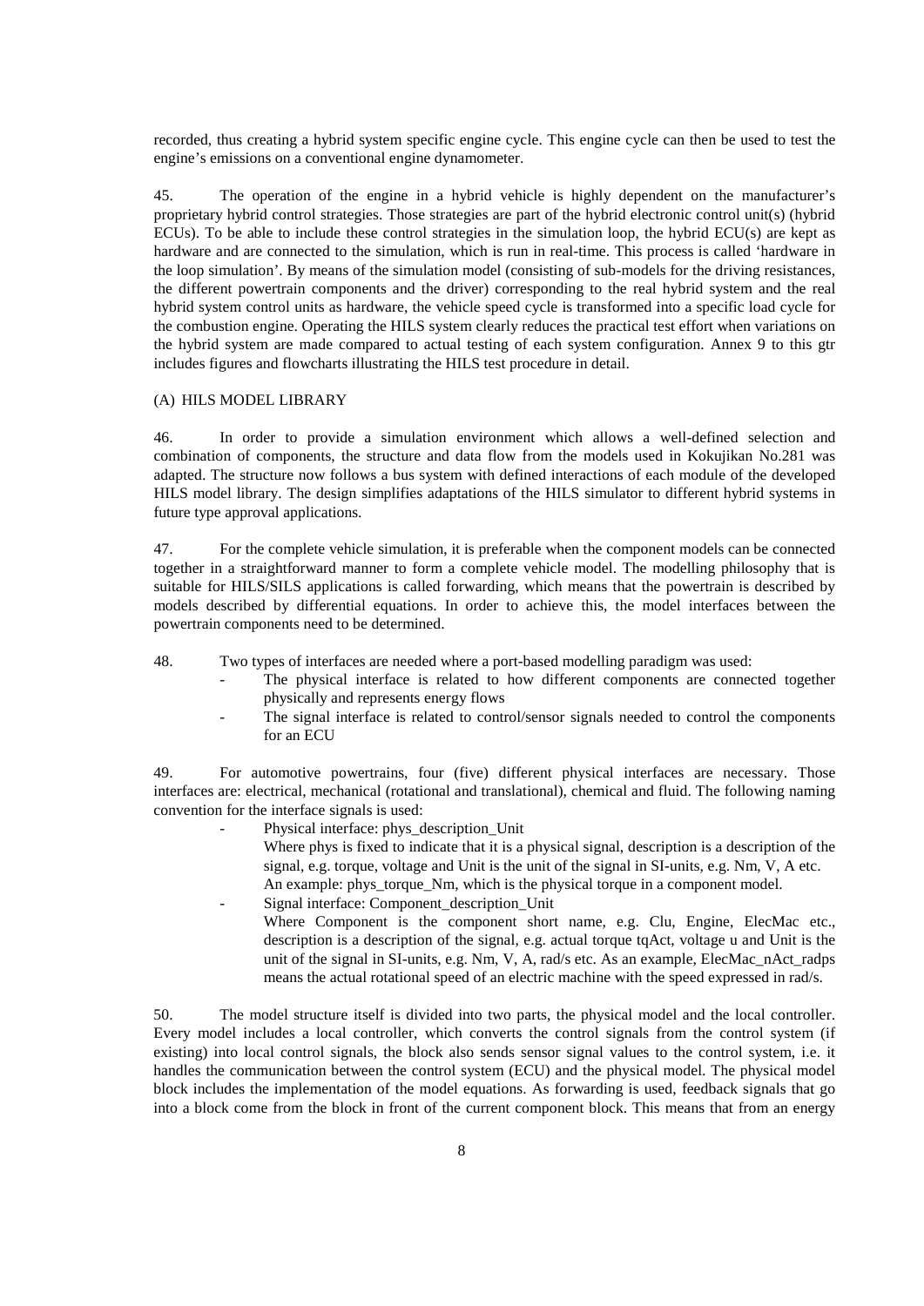recorded, thus creating a hybrid system specific engine cycle. This engine cycle can then be used to test the engine's emissions on a conventional engine dynamometer.

45. The operation of the engine in a hybrid vehicle is highly dependent on the manufacturer's proprietary hybrid control strategies. Those strategies are part of the hybrid electronic control unit(s) (hybrid ECUs). To be able to include these control strategies in the simulation loop, the hybrid ECU(s) are kept as hardware and are connected to the simulation, which is run in real-time. This process is called 'hardware in the loop simulation'. By means of the simulation model (consisting of sub-models for the driving resistances, the different powertrain components and the driver) corresponding to the real hybrid system and the real hybrid system control units as hardware, the vehicle speed cycle is transformed into a specific load cycle for the combustion engine. Operating the HILS system clearly reduces the practical test effort when variations on the hybrid system are made compared to actual testing of each system configuration. Annex 9 to this gtr includes figures and flowcharts illustrating the HILS test procedure in detail.

(A) HILS MODEL LIBRARY

46. In order to provide a simulation environment which allows a well-defined selection and combination of components, the structure and data flow from the models used in Kokujikan No.281 was adapted. The structure now follows a bus system with defined interactions of each module of the developed HILS model library. The design simplifies adaptations of the HILS simulator to different hybrid systems in future type approval applications.

47. For the complete vehicle simulation, it is preferable when the component models can be connected together in a straightforward manner to form a complete vehicle model. The modelling philosophy that is suitable for HILS/SILS applications is called forwarding, which means that the powertrain is described by models described by differential equations. In order to achieve this, the model interfaces between the powertrain components need to be determined.

48. Two types of interfaces are needed where a port-based modelling paradigm was used:

- The physical interface is related to how different components are connected together physically and represents energy flows
- The signal interface is related to control/sensor signals needed to control the components for an ECU

49. For automotive powertrains, four (five) different physical interfaces are necessary. Those interfaces are: electrical, mechanical (rotational and translational), chemical and fluid. The following naming convention for the interface signals is used:

- Physical interface: phys_description_Unit
  Where phys is fixed to indicate that it is a physical signal, description is a description of the signal, e.g. torque, voltage and Unit is the unit of the signal in SI-units, e.g. Nm, V, A etc. An example: phys_torque_Nm, which is the physical torque in a component model.
- Signal interface: Component_description_Unit
  Where Component is the component short name, e.g. Clu, Engine, ElecMac etc., description is a description of the signal, e.g. actual torque tqAct, voltage u and Unit is the unit of the signal in SI-units, e.g. Nm, V, A, rad/s etc. As an example, ElecMac_nAct_radps means the actual rotational speed of an electric machine with the speed expressed in rad/s.

50. The model structure itself is divided into two parts, the physical model and the local controller. Every model includes a local controller, which converts the control signals from the control system (if existing) into local control signals, the block also sends sensor signal values to the control system, i.e. it handles the communication between the control system (ECU) and the physical model. The physical model block includes the implementation of the model equations. As forwarding is used, feedback signals that go into a block come from the block in front of the current component block. This means that from an energy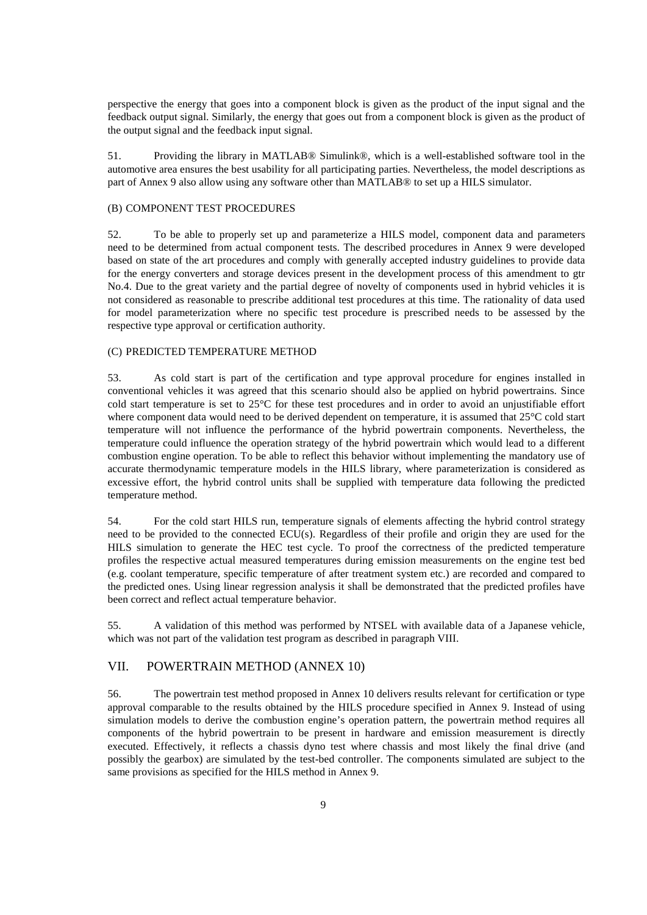perspective the energy that goes into a component block is given as the product of the input signal and the feedback output signal. Similarly, the energy that goes out from a component block is given as the product of the output signal and the feedback input signal.

51. Providing the library in MATLAB® Simulink®, which is a well-established software tool in the automotive area ensures the best usability for all participating parties. Nevertheless, the model descriptions as part of Annex 9 also allow using any software other than MATLAB® to set up a HILS simulator.

### (B) COMPONENT TEST PROCEDURES

52. To be able to properly set up and parameterize a HILS model, component data and parameters need to be determined from actual component tests. The described procedures in Annex 9 were developed based on state of the art procedures and comply with generally accepted industry guidelines to provide data for the energy converters and storage devices present in the development process of this amendment to gtr No.4. Due to the great variety and the partial degree of novelty of components used in hybrid vehicles it is not considered as reasonable to prescribe additional test procedures at this time. The rationality of data used for model parameterization where no specific test procedure is prescribed needs to be assessed by the respective type approval or certification authority.

### (C) PREDICTED TEMPERATURE METHOD

53. As cold start is part of the certification and type approval procedure for engines installed in conventional vehicles it was agreed that this scenario should also be applied on hybrid powertrains. Since cold start temperature is set to 25°C for these test procedures and in order to avoid an unjustifiable effort where component data would need to be derived dependent on temperature, it is assumed that 25°C cold start temperature will not influence the performance of the hybrid powertrain components. Nevertheless, the temperature could influence the operation strategy of the hybrid powertrain which would lead to a different combustion engine operation. To be able to reflect this behavior without implementing the mandatory use of accurate thermodynamic temperature models in the HILS library, where parameterization is considered as excessive effort, the hybrid control units shall be supplied with temperature data following the predicted temperature method.

54. For the cold start HILS run, temperature signals of elements affecting the hybrid control strategy need to be provided to the connected ECU(s). Regardless of their profile and origin they are used for the HILS simulation to generate the HEC test cycle. To proof the correctness of the predicted temperature profiles the respective actual measured temperatures during emission measurements on the engine test bed (e.g. coolant temperature, specific temperature of after treatment system etc.) are recorded and compared to the predicted ones. Using linear regression analysis it shall be demonstrated that the predicted profiles have been correct and reflect actual temperature behavior.

55. A validation of this method was performed by NTSEL with available data of a Japanese vehicle, which was not part of the validation test program as described in paragraph VIII.

## VII. POWERTRAIN METHOD (ANNEX 10)

56. The powertrain test method proposed in Annex 10 delivers results relevant for certification or type approval comparable to the results obtained by the HILS procedure specified in Annex 9. Instead of using simulation models to derive the combustion engine's operation pattern, the powertrain method requires all components of the hybrid powertrain to be present in hardware and emission measurement is directly executed. Effectively, it reflects a chassis dyno test where chassis and most likely the final drive (and possibly the gearbox) are simulated by the test-bed controller. The components simulated are subject to the same provisions as specified for the HILS method in Annex 9.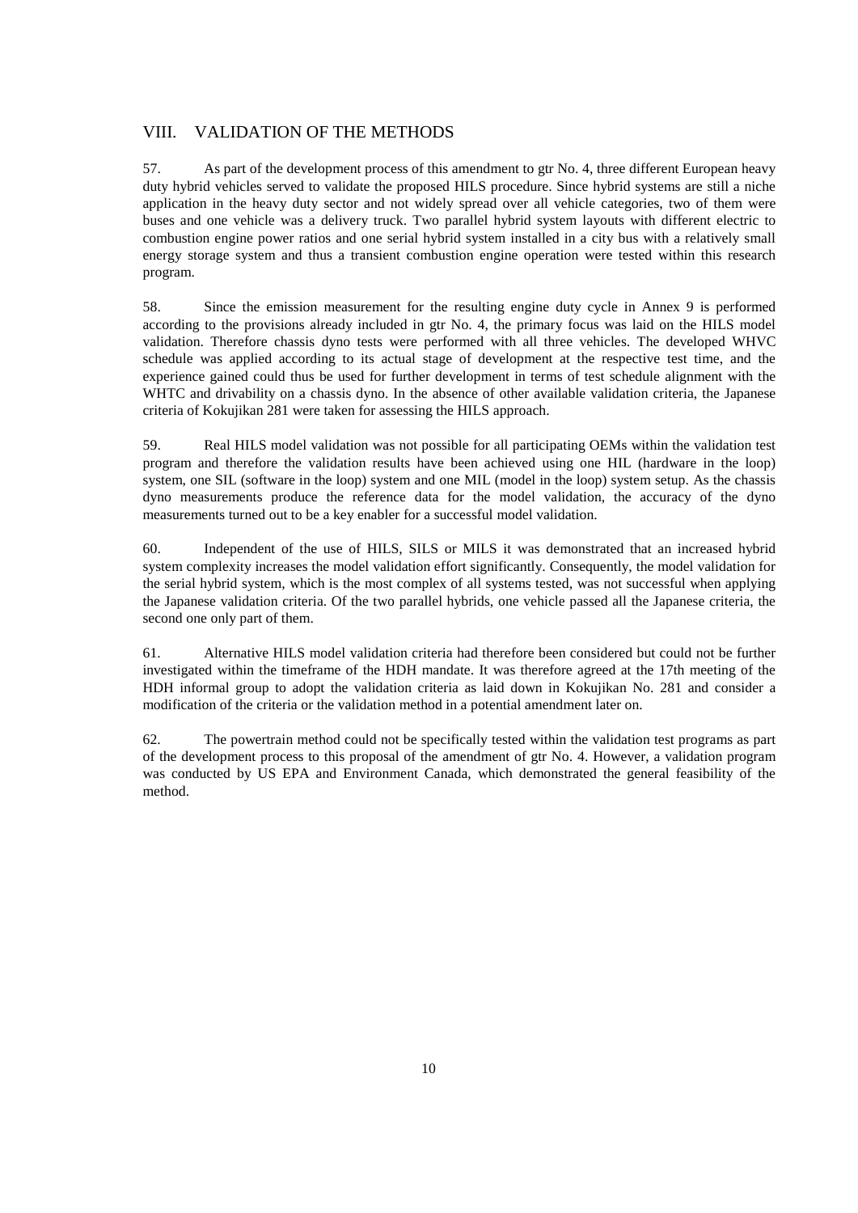## VIII. VALIDATION OF THE METHODS

57. As part of the development process of this amendment to gtr No. 4, three different European heavy duty hybrid vehicles served to validate the proposed HILS procedure. Since hybrid systems are still a niche application in the heavy duty sector and not widely spread over all vehicle categories, two of them were buses and one vehicle was a delivery truck. Two parallel hybrid system layouts with different electric to combustion engine power ratios and one serial hybrid system installed in a city bus with a relatively small energy storage system and thus a transient combustion engine operation were tested within this research program.

58. Since the emission measurement for the resulting engine duty cycle in Annex 9 is performed according to the provisions already included in gtr No. 4, the primary focus was laid on the HILS model validation. Therefore chassis dyno tests were performed with all three vehicles. The developed WHVC schedule was applied according to its actual stage of development at the respective test time, and the experience gained could thus be used for further development in terms of test schedule alignment with the WHTC and drivability on a chassis dyno. In the absence of other available validation criteria, the Japanese criteria of Kokujikan 281 were taken for assessing the HILS approach.

59. Real HILS model validation was not possible for all participating OEMs within the validation test program and therefore the validation results have been achieved using one HIL (hardware in the loop) system, one SIL (software in the loop) system and one MIL (model in the loop) system setup. As the chassis dyno measurements produce the reference data for the model validation, the accuracy of the dyno measurements turned out to be a key enabler for a successful model validation.

60. Independent of the use of HILS, SILS or MILS it was demonstrated that an increased hybrid system complexity increases the model validation effort significantly. Consequently, the model validation for the serial hybrid system, which is the most complex of all systems tested, was not successful when applying the Japanese validation criteria. Of the two parallel hybrids, one vehicle passed all the Japanese criteria, the second one only part of them.

61. Alternative HILS model validation criteria had therefore been considered but could not be further investigated within the timeframe of the HDH mandate. It was therefore agreed at the 17th meeting of the HDH informal group to adopt the validation criteria as laid down in Kokujikan No. 281 and consider a modification of the criteria or the validation method in a potential amendment later on.

62. The powertrain method could not be specifically tested within the validation test programs as part of the development process to this proposal of the amendment of gtr No. 4. However, a validation program was conducted by US EPA and Environment Canada, which demonstrated the general feasibility of the method.